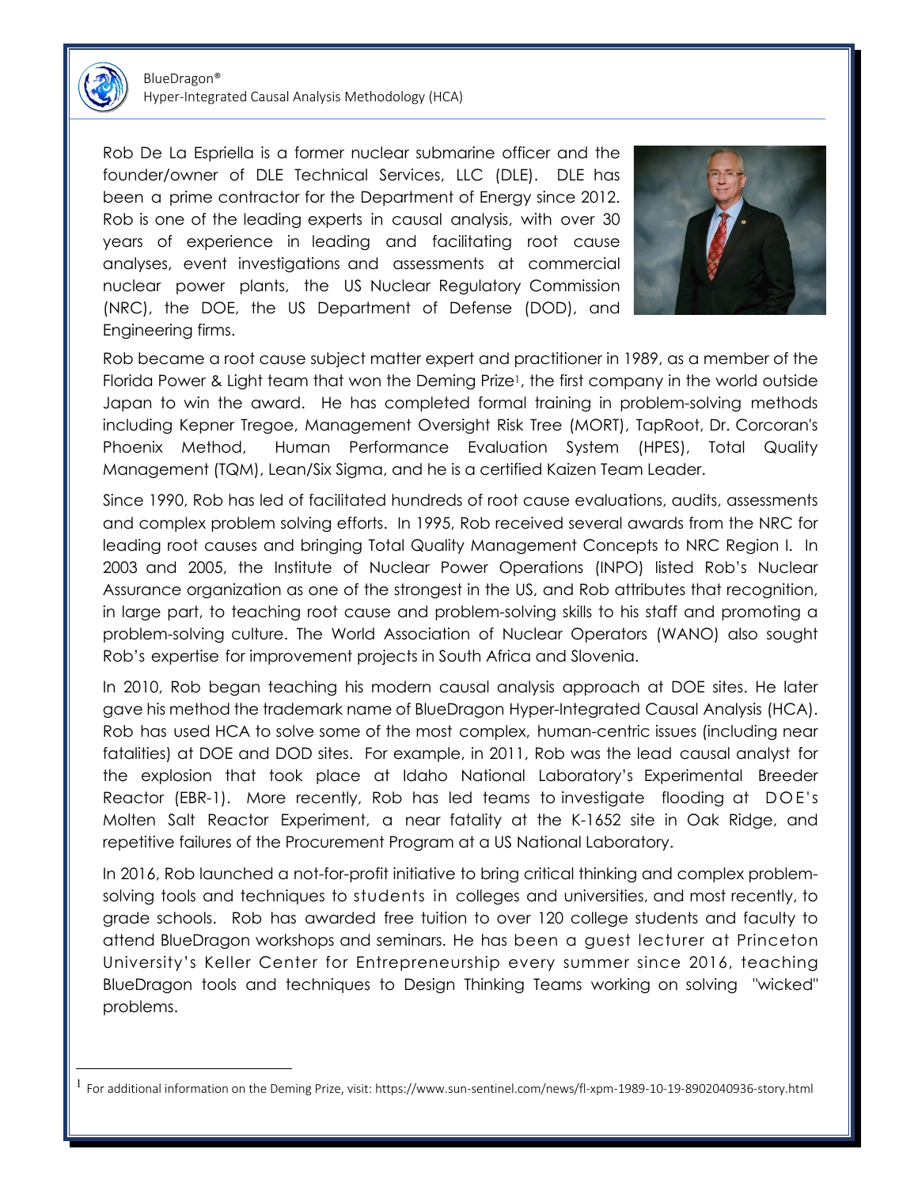Rob De La Espriella is a former nuclear submarine officer and the founder/owner of DLE Technical Services, LLC (DLE). DLE has been a prime contractor for the Department of Energy since 2012. Rob is one of the leading experts in causal analysis, with over 30 years of experience in leading and facilitating root cause analyses, event investigations and assessments at commercial nuclear power plants, the US Nuclear Regulatory Commission (NRC), the DOE, the US Department of Defense (DOD), and Engineering firms.

Rob became a root cause subject matter expert and practitioner in 1989, as a member of the Florida Power & Light team that won the Deming Prize[1], the first company in the world outside Japan to win the award. He has completed formal training in problem-solving methods including Kepner Tregoe, Management Oversight Risk Tree (MORT), TapRoot, Dr. Corcoran's Phoenix Method, Human Performance Evaluation System (HPES), Total Quality Management (TQM), Lean/Six Sigma, and he is a certified Kaizen Team Leader.

Since 1990, Rob has led of facilitated hundreds of root cause evaluations, audits, assessments and complex problem solving efforts. In 1995, Rob received several awards from the NRC for leading root causes and bringing Total Quality Management Concepts to NRC Region I. In 2003 and 2005, the Institute of Nuclear Power Operations (INPO) listed Rob's Nuclear Assurance organization as one of the strongest in the US, and Rob attributes that recognition, in large part, to teaching root cause and problem-solving skills to his staff and promoting a problem-solving culture. The World Association of Nuclear Operators (WANO) also sought Rob's expertise for improvement projects in South Africa and Slovenia.

In 2010, Rob began teaching his modern causal analysis approach at DOE sites. He later gave his method the trademark name of BlueDragon Hyper-Integrated Causal Analysis (HCA). Rob has used HCA to solve some of the most complex, human-centric issues (including near fatalities) at DOE and DOD sites. For example, in 2011, Rob was the lead causal analyst for the explosion that took place at Idaho National Laboratory's Experimental Breeder Reactor (EBR-1). More recently, Rob has led teams to investigate flooding at DOE's Molten Salt Reactor Experiment, a near fatality at the K-1652 site in Oak Ridge, and repetitive failures of the Procurement Program at a US National Laboratory.

In 2016, Rob launched a not-for-profit initiative to bring critical thinking and complex problem-solving tools and techniques to students in colleges and universities, and most recently, to grade schools. Rob has awarded free tuition to over 120 college students and faculty to attend BlueDragon workshops and seminars. He has been a guest lecturer at Princeton University's Keller Center for Entrepreneurship every summer since 2016, teaching BlueDragon tools and techniques to Design Thinking Teams working on solving "wicked" problems.

---

[1] For additional information on the Deming Prize, visit: https://www.sun-sentinel.com/news/fl-xpm-1989-10-19-8902040936-story.html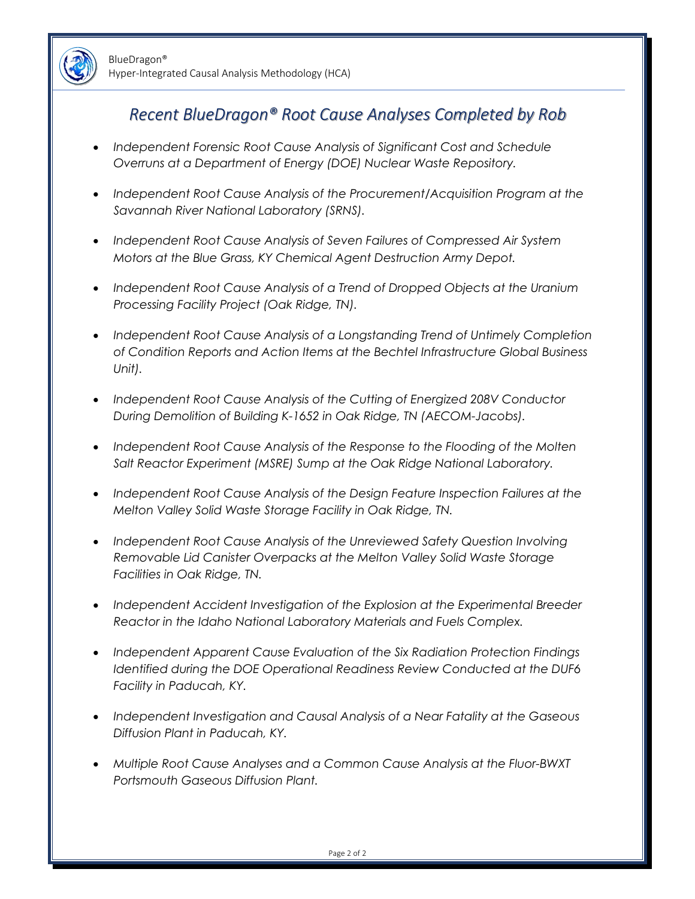# *Recent BlueDragon® Root Cause Analyses Completed by Rob*

- *Independent Forensic Root Cause Analysis of Significant Cost and Schedule Overruns at a Department of Energy (DOE) Nuclear Waste Repository.*
- *Independent Root Cause Analysis of the Procurement/Acquisition Program at the Savannah River National Laboratory (SRNS).*
- *Independent Root Cause Analysis of Seven Failures of Compressed Air System Motors at the Blue Grass, KY Chemical Agent Destruction Army Depot.*
- *Independent Root Cause Analysis of a Trend of Dropped Objects at the Uranium Processing Facility Project (Oak Ridge, TN).*
- *Independent Root Cause Analysis of a Longstanding Trend of Untimely Completion of Condition Reports and Action Items at the Bechtel Infrastructure Global Business Unit).*
- *Independent Root Cause Analysis of the Cutting of Energized 208V Conductor During Demolition of Building K-1652 in Oak Ridge, TN (AECOM-Jacobs).*
- *Independent Root Cause Analysis of the Response to the Flooding of the Molten Salt Reactor Experiment (MSRE) Sump at the Oak Ridge National Laboratory.*
- *Independent Root Cause Analysis of the Design Feature Inspection Failures at the Melton Valley Solid Waste Storage Facility in Oak Ridge, TN.*
- *Independent Root Cause Analysis of the Unreviewed Safety Question Involving Removable Lid Canister Overpacks at the Melton Valley Solid Waste Storage Facilities in Oak Ridge, TN.*
- *Independent Accident Investigation of the Explosion at the Experimental Breeder Reactor in the Idaho National Laboratory Materials and Fuels Complex.*
- *Independent Apparent Cause Evaluation of the Six Radiation Protection Findings Identified during the DOE Operational Readiness Review Conducted at the DUF6 Facility in Paducah, KY.*
- *Independent Investigation and Causal Analysis of a Near Fatality at the Gaseous Diffusion Plant in Paducah, KY.*
- *Multiple Root Cause Analyses and a Common Cause Analysis at the Fluor-BWXT Portsmouth Gaseous Diffusion Plant.*